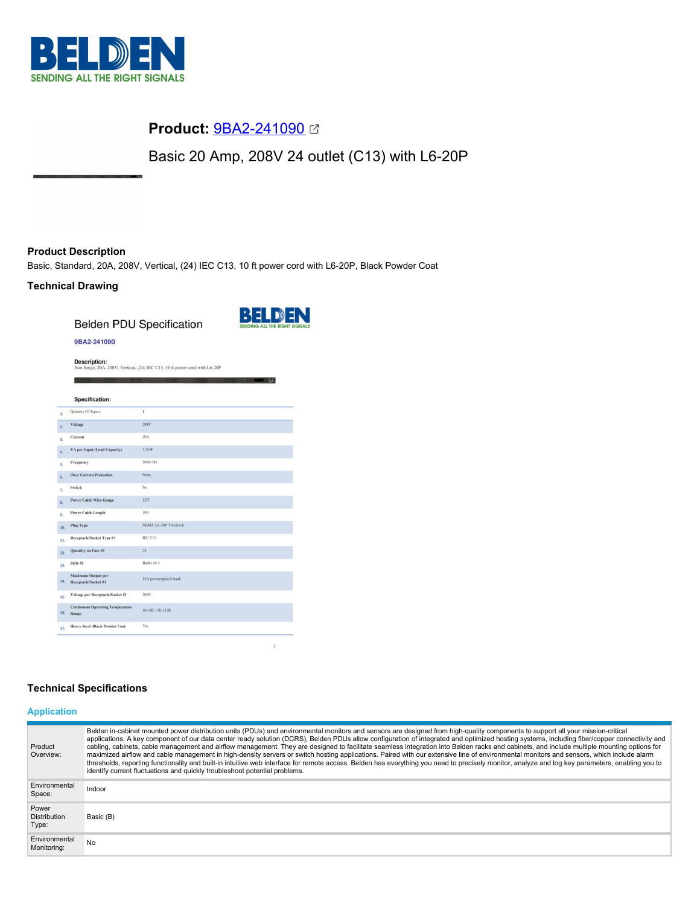# Product: 9BA2-241090

Basic 20 Amp, 208V 24 outlet (C13) with L6-20P

## Product Description

Basic, Standard, 20A, 208V, Vertical, (24) IEC C13, 10 ft power cord with L6-20P, Black Powder Coat

## Technical Drawing

Belden PDU Specification

9BA2-241090

**Description:**
Non-Surge, 20A, 208V, Vertical, (24) IEC C13, 10 ft power cord with L6-20P

**Specification:**

| # | Specification | Value |
|---|---|---|
| 1. | Quantity Of Inputs | 1 |
| 2. | Voltage | 208V |
| 3. | Current | 20A |
| 4. | VA per Input (Load Capacity) | 3.3kW |
| 5. | Frequency | 50/60 Hz |
| 6. | Over Current Protection | None |
| 7. | Switch | No |
| 8. | Power Cable Wire Gauge | 12/3 |
| 9. | Power Cable Length | 10ft |
| 10. | Plug Type | NEMA L6-20P Twistlock |
| 11. | Receptacle/Socket Type #1 | IEC C13 |
| 12. | Quantity on Face #1 | 24 |
| 13. | Style #1 | Banks of 4 |
| 14. | Maximum Output per Receptacle/Socket #1 | 15A per receptacle bank |
| 15. | Voltage per Receptacle/Socket #1 | 208V |
| 16. | Continuous Operating Temperature Range | 10-45C / 50-113F |
| 17. | Heavy Steel -Black Powder Coat | Yes |

## Technical Specifications

### Application

| | |
|---|---|
| Product Overview: | Belden in-cabinet mounted power distribution units (PDUs) and environmental monitors and sensors are designed from high-quality components to support all your mission-critical applications. A key component of our data center ready solution (DCRS), Belden PDUs allow configuration of integrated and optimized hosting systems, including fiber/copper connectivity and cabling, cabinets, cable management and airflow management. They are designed to facilitate seamless integration into Belden racks and cabinets, and include multiple mounting options for maximized airflow and cable management in high-density servers or switch hosting applications. Paired with our extensive line of environmental monitors and sensors, which include alarm thresholds, reporting functionality and built-in intuitive web interface for remote access. Belden has everything you need to precisely monitor, analyze and log key parameters, enabling you to identify current fluctuations and quickly troubleshoot potential problems. |
| Environmental Space: | Indoor |
| Power Distribution Type: | Basic (B) |
| Environmental Monitoring: | No |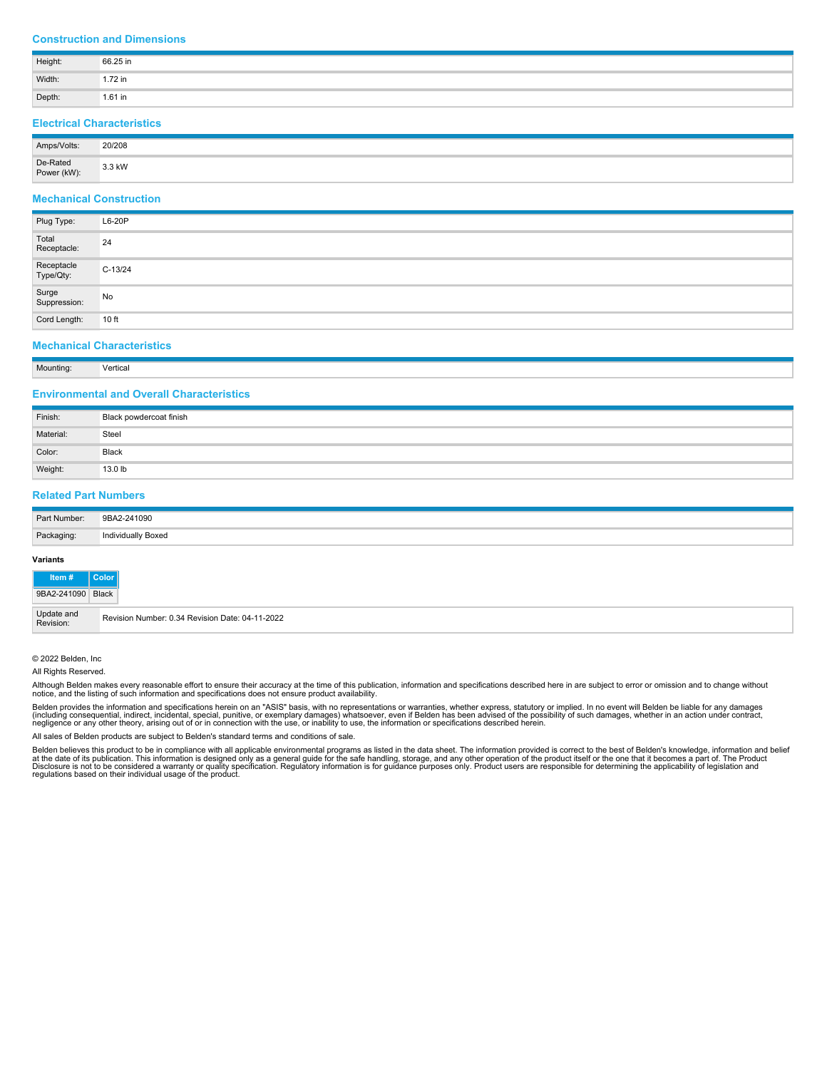## Construction and Dimensions

| | |
|---|---|
| Height: | 66.25 in |
| Width: | 1.72 in |
| Depth: | 1.61 in |

## Electrical Characteristics

| | |
|---|---|
| Amps/Volts: | 20/208 |
| De-Rated Power (kW): | 3.3 kW |

## Mechanical Construction

| | |
|---|---|
| Plug Type: | L6-20P |
| Total Receptacle: | 24 |
| Receptacle Type/Qty: | C-13/24 |
| Surge Suppression: | No |
| Cord Length: | 10 ft |

## Mechanical Characteristics

| | |
|---|---|
| Mounting: | Vertical |

## Environmental and Overall Characteristics

| | |
|---|---|
| Finish: | Black powdercoat finish |
| Material: | Steel |
| Color: | Black |
| Weight: | 13.0 lb |

## Related Part Numbers

| | |
|---|---|
| Part Number: | 9BA2-241090 |
| Packaging: | Individually Boxed |

**Variants**

| Item # | Color |
|---|---|
| 9BA2-241090 | Black |

| | |
|---|---|
| Update and Revision: | Revision Number: 0.34 Revision Date: 04-11-2022 |

© 2022 Belden, Inc

All Rights Reserved.

Although Belden makes every reasonable effort to ensure their accuracy at the time of this publication, information and specifications described here in are subject to error or omission and to change without notice, and the listing of such information and specifications does not ensure product availability.

Belden provides the information and specifications herein on an "ASIS" basis, with no representations or warranties, whether express, statutory or implied. In no event will Belden be liable for any damages (including consequential, indirect, incidental, special, punitive, or exemplary damages) whatsoever, even if Belden has been advised of the possibility of such damages, whether in an action under contract, negligence or any other theory, arising out of or in connection with the use, or inability to use, the information or specifications described herein.

All sales of Belden products are subject to Belden's standard terms and conditions of sale.

Belden believes this product to be in compliance with all applicable environmental programs as listed in the data sheet. The information provided is correct to the best of Belden's knowledge, information and belief at the date of its publication. This information is designed only as a general guide for the safe handling, storage, and any other operation of the product itself or the one that it becomes a part of. The Product Disclosure is not to be considered a warranty or quality specification. Regulatory information is for guidance purposes only. Product users are responsible for determining the applicability of legislation and regulations based on their individual usage of the product.